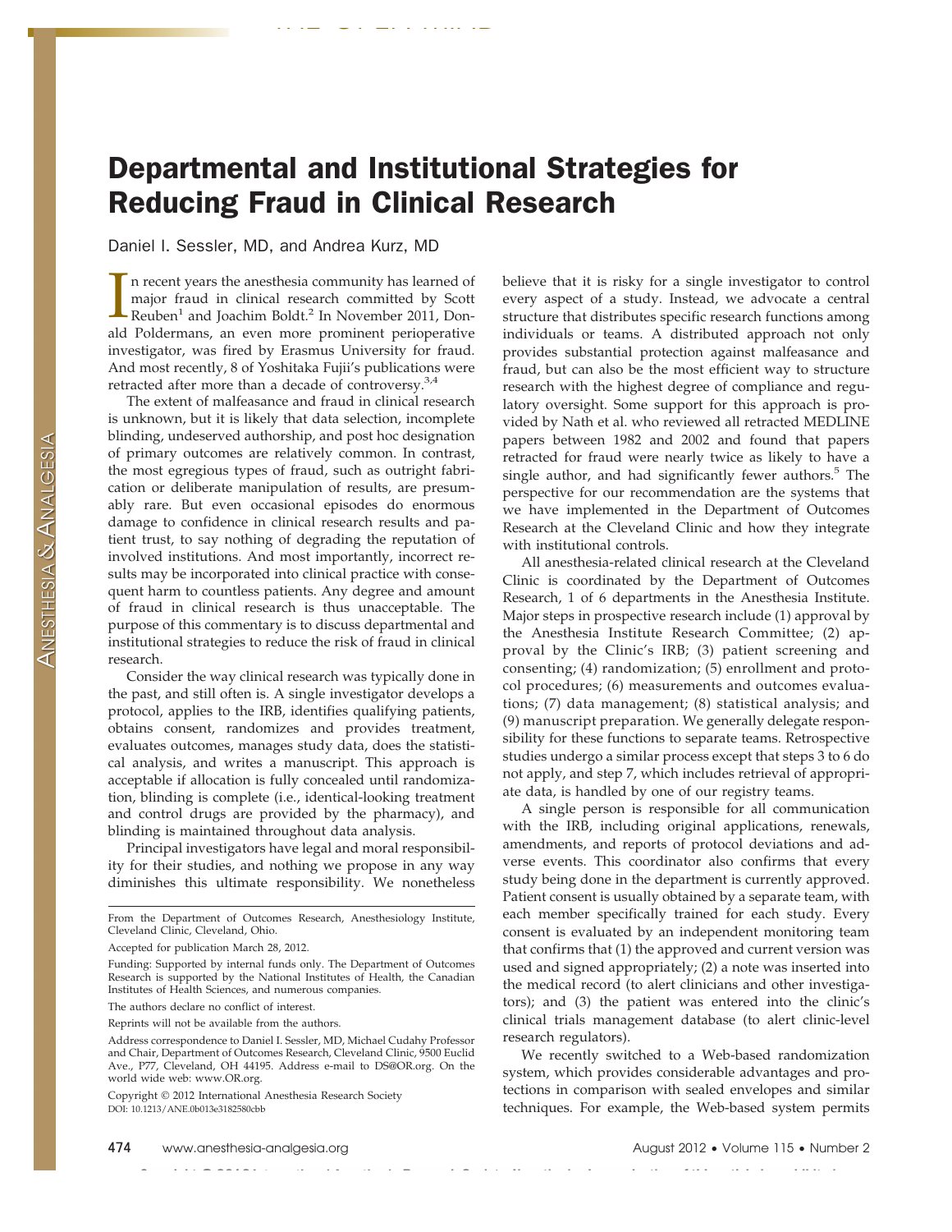# Departmental and Institutional Strategies for Reducing Fraud in Clinical Research

Daniel I. Sessler, MD, and Andrea Kurz, MD

In recent years the anesthesia community has learned of major fraud in clinical research committed by Scott Reuben[1] and Joachim Boldt.[2] In November 2011, Donald Poldermans, an even more prominent perioperative investigator, was fired by Erasmus University for fraud. And most recently, 8 of Yoshitaka Fujii's publications were retracted after more than a decade of controversy.[3,4]

The extent of malfeasance and fraud in clinical research is unknown, but it is likely that data selection, incomplete blinding, undeserved authorship, and post hoc designation of primary outcomes are relatively common. In contrast, the most egregious types of fraud, such as outright fabrication or deliberate manipulation of results, are presumably rare. But even occasional episodes do enormous damage to confidence in clinical research results and patient trust, to say nothing of degrading the reputation of involved institutions. And most importantly, incorrect results may be incorporated into clinical practice with consequent harm to countless patients. Any degree and amount of fraud in clinical research is thus unacceptable. The purpose of this commentary is to discuss departmental and institutional strategies to reduce the risk of fraud in clinical research.

Consider the way clinical research was typically done in the past, and still often is. A single investigator develops a protocol, applies to the IRB, identifies qualifying patients, obtains consent, randomizes and provides treatment, evaluates outcomes, manages study data, does the statistical analysis, and writes a manuscript. This approach is acceptable if allocation is fully concealed until randomization, blinding is complete (i.e., identical-looking treatment and control drugs are provided by the pharmacy), and blinding is maintained throughout data analysis.

Principal investigators have legal and moral responsibility for their studies, and nothing we propose in any way diminishes this ultimate responsibility. We nonetheless believe that it is risky for a single investigator to control every aspect of a study. Instead, we advocate a central structure that distributes specific research functions among individuals or teams. A distributed approach not only provides substantial protection against malfeasance and fraud, but can also be the most efficient way to structure research with the highest degree of compliance and regulatory oversight. Some support for this approach is provided by Nath et al. who reviewed all retracted MEDLINE papers between 1982 and 2002 and found that papers retracted for fraud were nearly twice as likely to have a single author, and had significantly fewer authors.[5] The perspective for our recommendation are the systems that we have implemented in the Department of Outcomes Research at the Cleveland Clinic and how they integrate with institutional controls.

All anesthesia-related clinical research at the Cleveland Clinic is coordinated by the Department of Outcomes Research, 1 of 6 departments in the Anesthesia Institute. Major steps in prospective research include (1) approval by the Anesthesia Institute Research Committee; (2) approval by the Clinic's IRB; (3) patient screening and consenting; (4) randomization; (5) enrollment and protocol procedures; (6) measurements and outcomes evaluations; (7) data management; (8) statistical analysis; and (9) manuscript preparation. We generally delegate responsibility for these functions to separate teams. Retrospective studies undergo a similar process except that steps 3 to 6 do not apply, and step 7, which includes retrieval of appropriate data, is handled by one of our registry teams.

A single person is responsible for all communication with the IRB, including original applications, renewals, amendments, and reports of protocol deviations and adverse events. This coordinator also confirms that every study being done in the department is currently approved. Patient consent is usually obtained by a separate team, with each member specifically trained for each study. Every consent is evaluated by an independent monitoring team that confirms that (1) the approved and current version was used and signed appropriately; (2) a note was inserted into the medical record (to alert clinicians and other investigators); and (3) the patient was entered into the clinic's clinical trials management database (to alert clinic-level research regulators).

We recently switched to a Web-based randomization system, which provides considerable advantages and protections in comparison with sealed envelopes and similar techniques. For example, the Web-based system permits

From the Department of Outcomes Research, Anesthesiology Institute, Cleveland Clinic, Cleveland, Ohio.

Accepted for publication March 28, 2012.

Funding: Supported by internal funds only. The Department of Outcomes Research is supported by the National Institutes of Health, the Canadian Institutes of Health Sciences, and numerous companies.

The authors declare no conflict of interest.

Reprints will not be available from the authors.

Address correspondence to Daniel I. Sessler, MD, Michael Cudahy Professor and Chair, Department of Outcomes Research, Cleveland Clinic, 9500 Euclid Ave., P77, Cleveland, OH 44195. Address e-mail to DS@OR.org. On the world wide web: www.OR.org.

Copyright © 2012 International Anesthesia Research Society
DOI: 10.1213/ANE.0b013e3182580cbb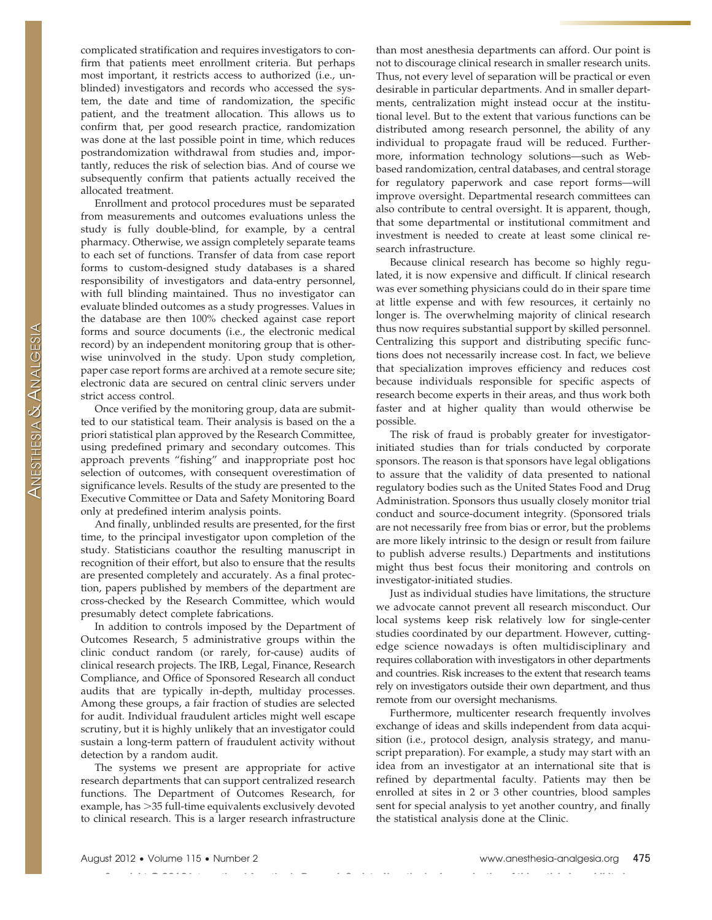complicated stratification and requires investigators to confirm that patients meet enrollment criteria. But perhaps most important, it restricts access to authorized (i.e., unblinded) investigators and records who accessed the system, the date and time of randomization, the specific patient, and the treatment allocation. This allows us to confirm that, per good research practice, randomization was done at the last possible point in time, which reduces postrandomization withdrawal from studies and, importantly, reduces the risk of selection bias. And of course we subsequently confirm that patients actually received the allocated treatment.

Enrollment and protocol procedures must be separated from measurements and outcomes evaluations unless the study is fully double-blind, for example, by a central pharmacy. Otherwise, we assign completely separate teams to each set of functions. Transfer of data from case report forms to custom-designed study databases is a shared responsibility of investigators and data-entry personnel, with full blinding maintained. Thus no investigator can evaluate blinded outcomes as a study progresses. Values in the database are then 100% checked against case report forms and source documents (i.e., the electronic medical record) by an independent monitoring group that is otherwise uninvolved in the study. Upon study completion, paper case report forms are archived at a remote secure site; electronic data are secured on central clinic servers under strict access control.

Once verified by the monitoring group, data are submitted to our statistical team. Their analysis is based on the a priori statistical plan approved by the Research Committee, using predefined primary and secondary outcomes. This approach prevents "fishing" and inappropriate post hoc selection of outcomes, with consequent overestimation of significance levels. Results of the study are presented to the Executive Committee or Data and Safety Monitoring Board only at predefined interim analysis points.

And finally, unblinded results are presented, for the first time, to the principal investigator upon completion of the study. Statisticians coauthor the resulting manuscript in recognition of their effort, but also to ensure that the results are presented completely and accurately. As a final protection, papers published by members of the department are cross-checked by the Research Committee, which would presumably detect complete fabrications.

In addition to controls imposed by the Department of Outcomes Research, 5 administrative groups within the clinic conduct random (or rarely, for-cause) audits of clinical research projects. The IRB, Legal, Finance, Research Compliance, and Office of Sponsored Research all conduct audits that are typically in-depth, multiday processes. Among these groups, a fair fraction of studies are selected for audit. Individual fraudulent articles might well escape scrutiny, but it is highly unlikely that an investigator could sustain a long-term pattern of fraudulent activity without detection by a random audit.

The systems we present are appropriate for active research departments that can support centralized research functions. The Department of Outcomes Research, for example, has >35 full-time equivalents exclusively devoted to clinical research. This is a larger research infrastructure than most anesthesia departments can afford. Our point is not to discourage clinical research in smaller research units. Thus, not every level of separation will be practical or even desirable in particular departments. And in smaller departments, centralization might instead occur at the institutional level. But to the extent that various functions can be distributed among research personnel, the ability of any individual to propagate fraud will be reduced. Furthermore, information technology solutions—such as Web-based randomization, central databases, and central storage for regulatory paperwork and case report forms—will improve oversight. Departmental research committees can also contribute to central oversight. It is apparent, though, that some departmental or institutional commitment and investment is needed to create at least some clinical research infrastructure.

Because clinical research has become so highly regulated, it is now expensive and difficult. If clinical research was ever something physicians could do in their spare time at little expense and with few resources, it certainly no longer is. The overwhelming majority of clinical research thus now requires substantial support by skilled personnel. Centralizing this support and distributing specific functions does not necessarily increase cost. In fact, we believe that specialization improves efficiency and reduces cost because individuals responsible for specific aspects of research become experts in their areas, and thus work both faster and at higher quality than would otherwise be possible.

The risk of fraud is probably greater for investigator-initiated studies than for trials conducted by corporate sponsors. The reason is that sponsors have legal obligations to assure that the validity of data presented to national regulatory bodies such as the United States Food and Drug Administration. Sponsors thus usually closely monitor trial conduct and source-document integrity. (Sponsored trials are not necessarily free from bias or error, but the problems are more likely intrinsic to the design or result from failure to publish adverse results.) Departments and institutions might thus best focus their monitoring and controls on investigator-initiated studies.

Just as individual studies have limitations, the structure we advocate cannot prevent all research misconduct. Our local systems keep risk relatively low for single-center studies coordinated by our department. However, cutting-edge science nowadays is often multidisciplinary and requires collaboration with investigators in other departments and countries. Risk increases to the extent that research teams rely on investigators outside their own department, and thus remote from our oversight mechanisms.

Furthermore, multicenter research frequently involves exchange of ideas and skills independent from data acquisition (i.e., protocol design, analysis strategy, and manuscript preparation). For example, a study may start with an idea from an investigator at an international site that is refined by departmental faculty. Patients may then be enrolled at sites in 2 or 3 other countries, blood samples sent for special analysis to yet another country, and finally the statistical analysis done at the Clinic.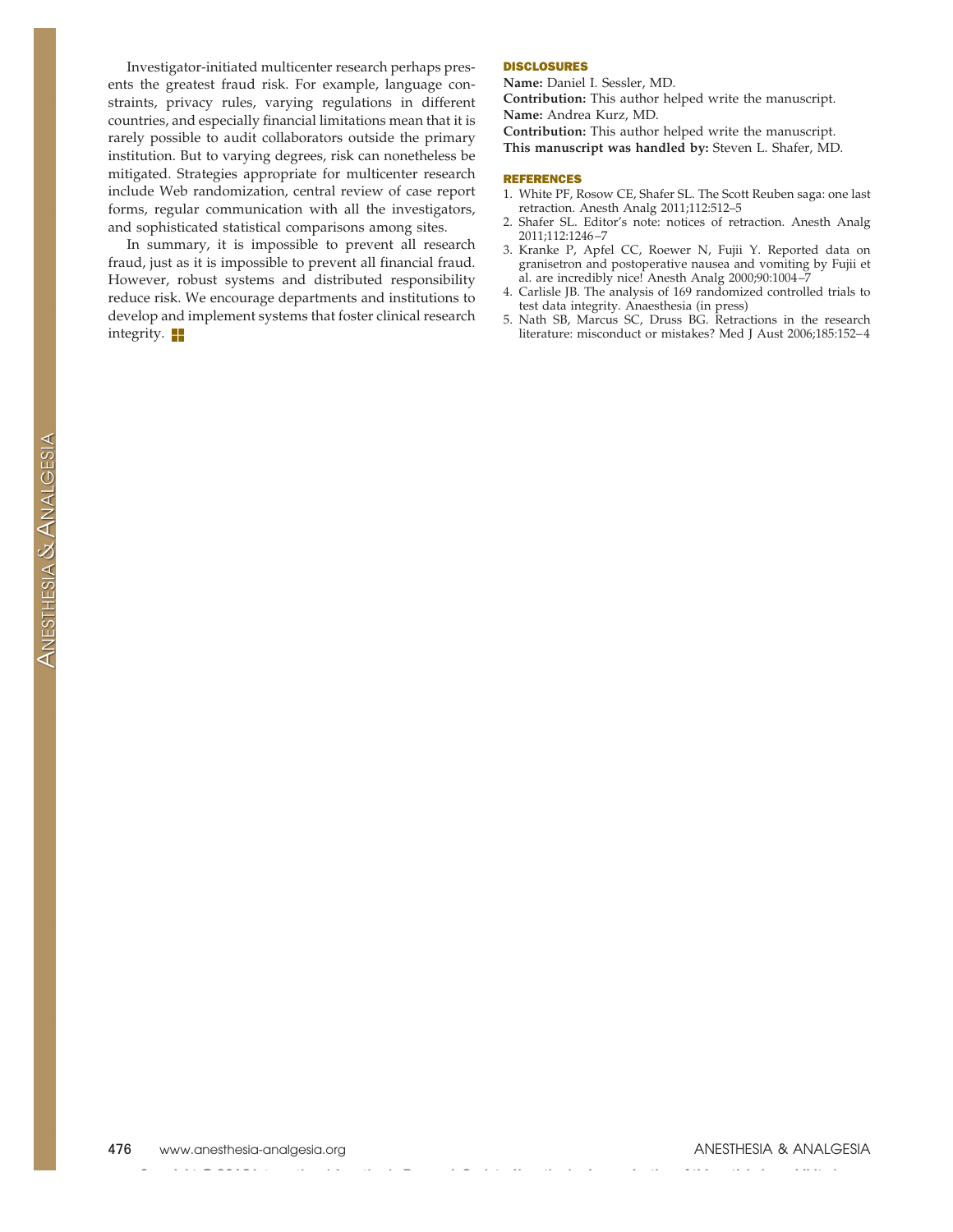Investigator-initiated multicenter research perhaps presents the greatest fraud risk. For example, language constraints, privacy rules, varying regulations in different countries, and especially financial limitations mean that it is rarely possible to audit collaborators outside the primary institution. But to varying degrees, risk can nonetheless be mitigated. Strategies appropriate for multicenter research include Web randomization, central review of case report forms, regular communication with all the investigators, and sophisticated statistical comparisons among sites.

In summary, it is impossible to prevent all research fraud, just as it is impossible to prevent all financial fraud. However, robust systems and distributed responsibility reduce risk. We encourage departments and institutions to develop and implement systems that foster clinical research integrity.

## DISCLOSURES

**Name:** Daniel I. Sessler, MD.
**Contribution:** This author helped write the manuscript.
**Name:** Andrea Kurz, MD.
**Contribution:** This author helped write the manuscript.
**This manuscript was handled by:** Steven L. Shafer, MD.

## REFERENCES

1. White PF, Rosow CE, Shafer SL. The Scott Reuben saga: one last retraction. Anesth Analg 2011;112:512–5
2. Shafer SL. Editor's note: notices of retraction. Anesth Analg 2011;112:1246–7
3. Kranke P, Apfel CC, Roewer N, Fujii Y. Reported data on granisetron and postoperative nausea and vomiting by Fujii et al. are incredibly nice! Anesth Analg 2000;90:1004–7
4. Carlisle JB. The analysis of 169 randomized controlled trials to test data integrity. Anaesthesia (in press)
5. Nath SB, Marcus SC, Druss BG. Retractions in the research literature: misconduct or mistakes? Med J Aust 2006;185:152–4